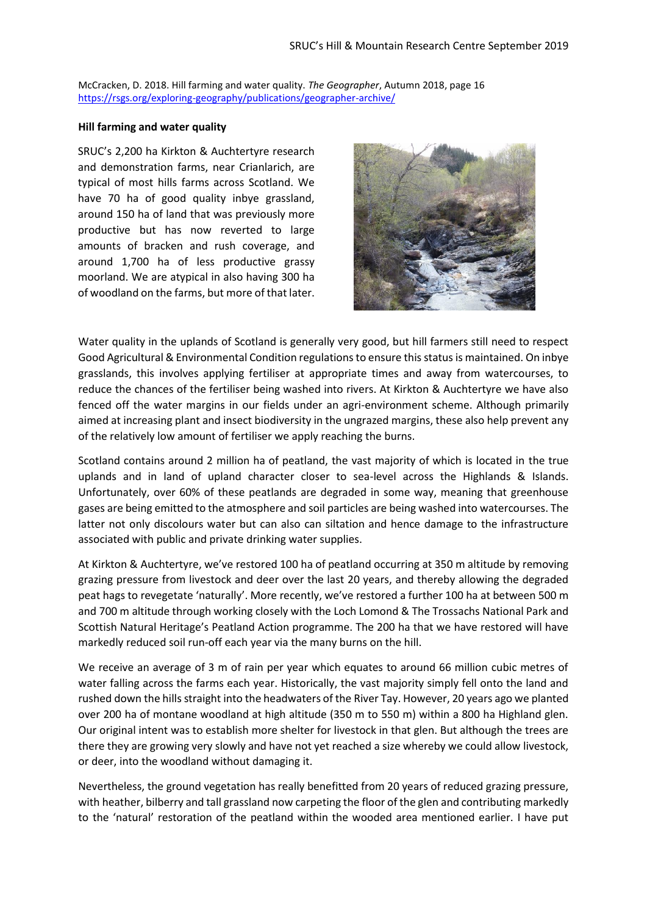McCracken, D. 2018. Hill farming and water quality. *The Geographer*, Autumn 2018, page 16
https://rsgs.org/exploring-geography/publications/geographer-archive/

**Hill farming and water quality**

SRUC's 2,200 ha Kirkton & Auchtertyre research and demonstration farms, near Crianlarich, are typical of most hills farms across Scotland. We have 70 ha of good quality inbye grassland, around 150 ha of land that was previously more productive but has now reverted to large amounts of bracken and rush coverage, and around 1,700 ha of less productive grassy moorland. We are atypical in also having 300 ha of woodland on the farms, but more of that later.

Water quality in the uplands of Scotland is generally very good, but hill farmers still need to respect Good Agricultural & Environmental Condition regulations to ensure this status is maintained. On inbye grasslands, this involves applying fertiliser at appropriate times and away from watercourses, to reduce the chances of the fertiliser being washed into rivers. At Kirkton & Auchtertyre we have also fenced off the water margins in our fields under an agri-environment scheme. Although primarily aimed at increasing plant and insect biodiversity in the ungrazed margins, these also help prevent any of the relatively low amount of fertiliser we apply reaching the burns.

Scotland contains around 2 million ha of peatland, the vast majority of which is located in the true uplands and in land of upland character closer to sea-level across the Highlands & Islands. Unfortunately, over 60% of these peatlands are degraded in some way, meaning that greenhouse gases are being emitted to the atmosphere and soil particles are being washed into watercourses. The latter not only discolours water but can also can siltation and hence damage to the infrastructure associated with public and private drinking water supplies.

At Kirkton & Auchtertyre, we've restored 100 ha of peatland occurring at 350 m altitude by removing grazing pressure from livestock and deer over the last 20 years, and thereby allowing the degraded peat hags to revegetate 'naturally'. More recently, we've restored a further 100 ha at between 500 m and 700 m altitude through working closely with the Loch Lomond & The Trossachs National Park and Scottish Natural Heritage's Peatland Action programme. The 200 ha that we have restored will have markedly reduced soil run-off each year via the many burns on the hill.

We receive an average of 3 m of rain per year which equates to around 66 million cubic metres of water falling across the farms each year. Historically, the vast majority simply fell onto the land and rushed down the hills straight into the headwaters of the River Tay. However, 20 years ago we planted over 200 ha of montane woodland at high altitude (350 m to 550 m) within a 800 ha Highland glen. Our original intent was to establish more shelter for livestock in that glen. But although the trees are there they are growing very slowly and have not yet reached a size whereby we could allow livestock, or deer, into the woodland without damaging it.

Nevertheless, the ground vegetation has really benefitted from 20 years of reduced grazing pressure, with heather, bilberry and tall grassland now carpeting the floor of the glen and contributing markedly to the 'natural' restoration of the peatland within the wooded area mentioned earlier. I have put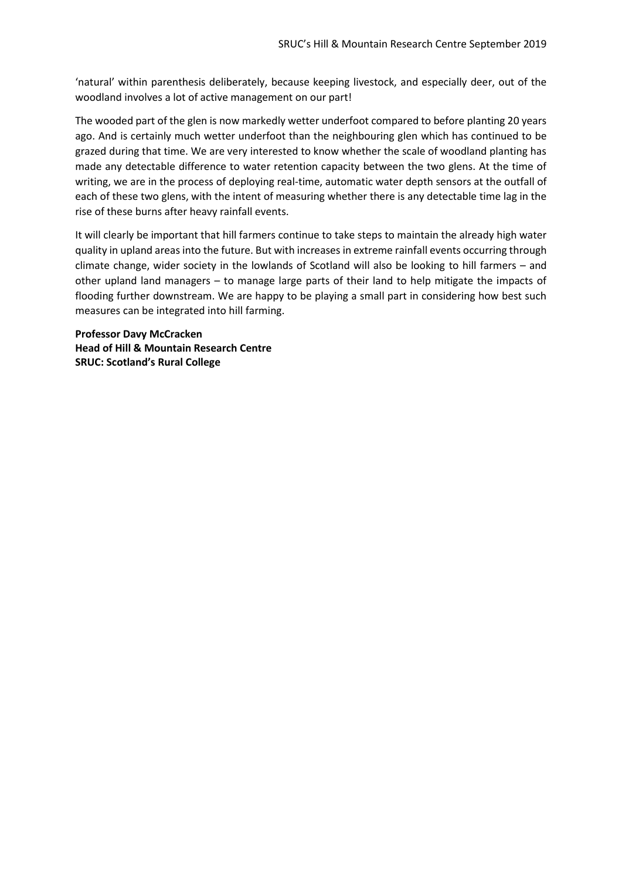'natural' within parenthesis deliberately, because keeping livestock, and especially deer, out of the woodland involves a lot of active management on our part!

The wooded part of the glen is now markedly wetter underfoot compared to before planting 20 years ago. And is certainly much wetter underfoot than the neighbouring glen which has continued to be grazed during that time. We are very interested to know whether the scale of woodland planting has made any detectable difference to water retention capacity between the two glens. At the time of writing, we are in the process of deploying real-time, automatic water depth sensors at the outfall of each of these two glens, with the intent of measuring whether there is any detectable time lag in the rise of these burns after heavy rainfall events.

It will clearly be important that hill farmers continue to take steps to maintain the already high water quality in upland areas into the future. But with increases in extreme rainfall events occurring through climate change, wider society in the lowlands of Scotland will also be looking to hill farmers – and other upland land managers – to manage large parts of their land to help mitigate the impacts of flooding further downstream. We are happy to be playing a small part in considering how best such measures can be integrated into hill farming.

**Professor Davy McCracken**
**Head of Hill & Mountain Research Centre**
**SRUC: Scotland's Rural College**